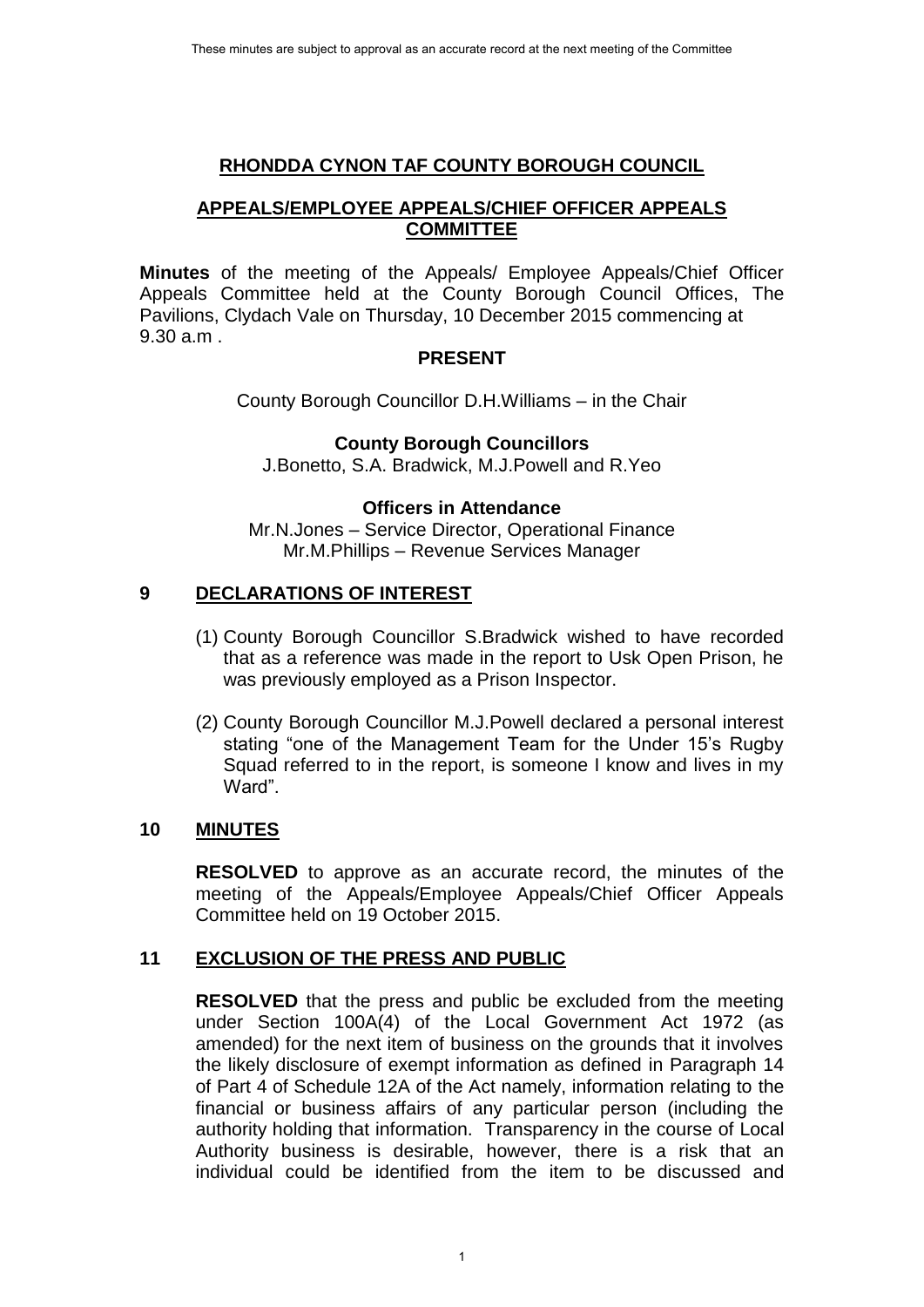# RHONDDA CYNON TAF COUNTY BOROUGH COUNCIL

## APPEALS/EMPLOYEE APPEALS/CHIEF OFFICER APPEALS COMMITTEE

**Minutes** of the meeting of the Appeals/ Employee Appeals/Chief Officer Appeals Committee held at the County Borough Council Offices, The Pavilions, Clydach Vale on Thursday, 10 December 2015 commencing at 9.30 a.m .

### PRESENT

County Borough Councillor D.H.Williams – in the Chair

**County Borough Councillors**

J.Bonetto, S.A. Bradwick, M.J.Powell and R.Yeo

**Officers in Attendance**

Mr.N.Jones – Service Director, Operational Finance
Mr.M.Phillips – Revenue Services Manager

## 9 DECLARATIONS OF INTEREST

(1) County Borough Councillor S.Bradwick wished to have recorded that as a reference was made in the report to Usk Open Prison, he was previously employed as a Prison Inspector.

(2) County Borough Councillor M.J.Powell declared a personal interest stating "one of the Management Team for the Under 15's Rugby Squad referred to in the report, is someone I know and lives in my Ward".

## 10 MINUTES

**RESOLVED** to approve as an accurate record, the minutes of the meeting of the Appeals/Employee Appeals/Chief Officer Appeals Committee held on 19 October 2015.

## 11 EXCLUSION OF THE PRESS AND PUBLIC

**RESOLVED** that the press and public be excluded from the meeting under Section 100A(4) of the Local Government Act 1972 (as amended) for the next item of business on the grounds that it involves the likely disclosure of exempt information as defined in Paragraph 14 of Part 4 of Schedule 12A of the Act namely, information relating to the financial or business affairs of any particular person (including the authority holding that information. Transparency in the course of Local Authority business is desirable, however, there is a risk that an individual could be identified from the item to be discussed and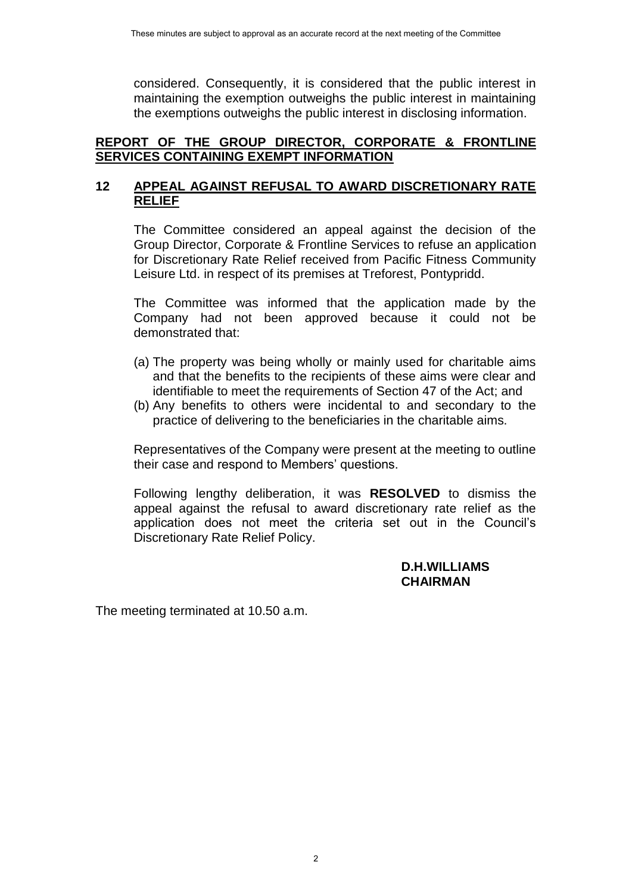considered. Consequently, it is considered that the public interest in maintaining the exemption outweighs the public interest in maintaining the exemptions outweighs the public interest in disclosing information.

## REPORT OF THE GROUP DIRECTOR, CORPORATE & FRONTLINE SERVICES CONTAINING EXEMPT INFORMATION

### 12 APPEAL AGAINST REFUSAL TO AWARD DISCRETIONARY RATE RELIEF

The Committee considered an appeal against the decision of the Group Director, Corporate & Frontline Services to refuse an application for Discretionary Rate Relief received from Pacific Fitness Community Leisure Ltd. in respect of its premises at Treforest, Pontypridd.

The Committee was informed that the application made by the Company had not been approved because it could not be demonstrated that:

(a) The property was being wholly or mainly used for charitable aims and that the benefits to the recipients of these aims were clear and identifiable to meet the requirements of Section 47 of the Act; and
(b) Any benefits to others were incidental to and secondary to the practice of delivering to the beneficiaries in the charitable aims.

Representatives of the Company were present at the meeting to outline their case and respond to Members' questions.

Following lengthy deliberation, it was **RESOLVED** to dismiss the appeal against the refusal to award discretionary rate relief as the application does not meet the criteria set out in the Council's Discretionary Rate Relief Policy.

**D.H.WILLIAMS**
**CHAIRMAN**

The meeting terminated at 10.50 a.m.